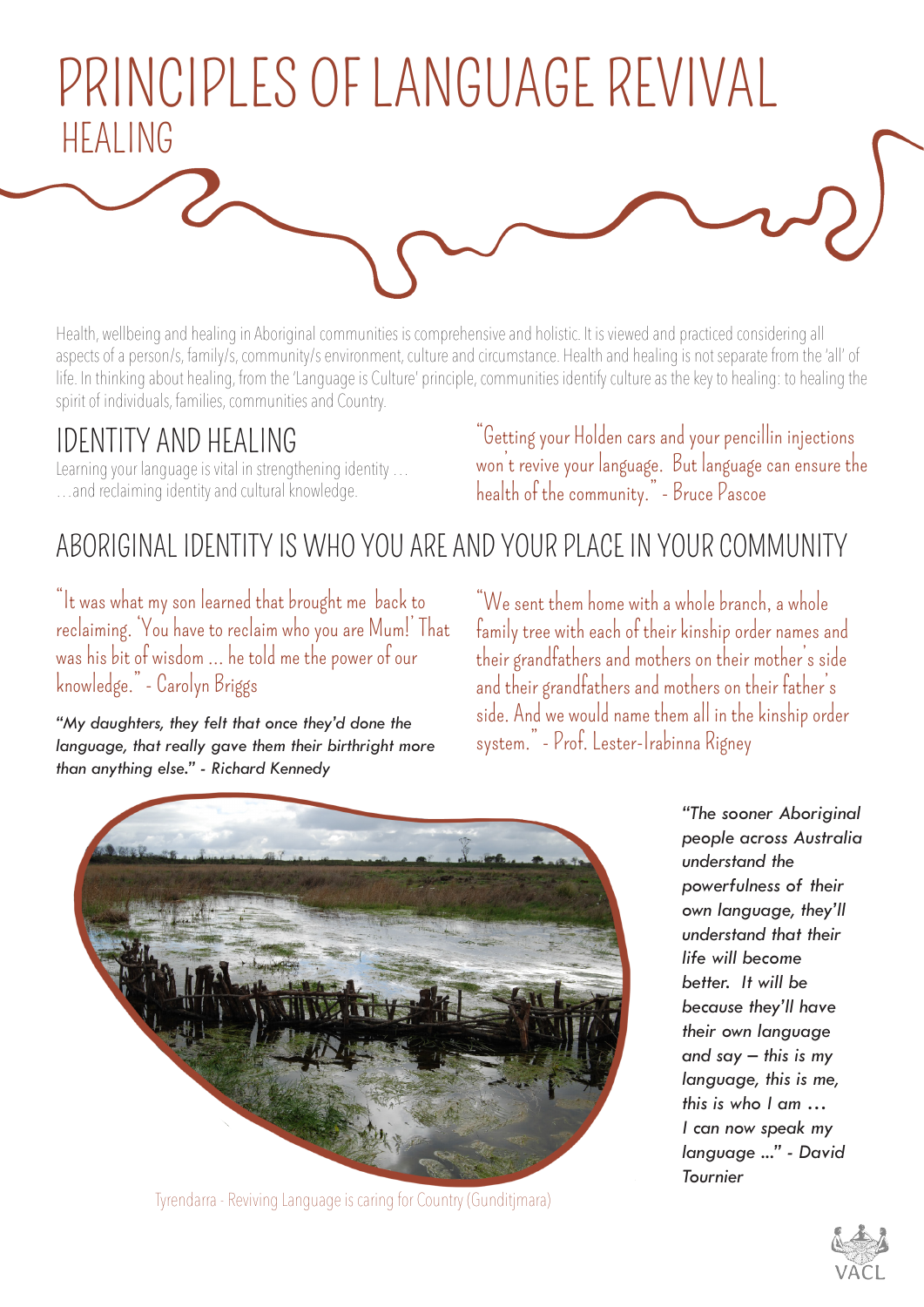# PRINCIPLES OF LANGUAGE REVIVAL

## HEALING

Health, wellbeing and healing in Aboriginal communities is comprehensive and holistic. It is viewed and practiced considering all aspects of a person/s, family/s, community/s environment, culture and circumstance. Health and healing is not separate from the 'all' of life. In thinking about healing, from the 'Language is Culture' principle, communities identify culture as the key to healing: to healing the spirit of individuals, families, communities and Country.

## IDENTITY AND HEALING

Learning your language is vital in strengthening identity … …and reclaiming identity and cultural knowledge.

"Getting your Holden cars and your pencillin injections won't revive your language. But language can ensure the health of the community." - Bruce Pascoe

## ABORIGINAL IDENTITY IS WHO YOU ARE AND YOUR PLACE IN YOUR COMMUNITY

"It was what my son learned that brought me back to reclaiming. 'You have to reclaim who you are Mum!' That was his bit of wisdom … he told me the power of our knowledge." - Carolyn Briggs

*"My daughters, they felt that once they'd done the language, that really gave them their birthright more than anything else." - Richard Kennedy*

"We sent them home with a whole branch, a whole family tree with each of their kinship order names and their grandfathers and mothers on their mother's side and their grandfathers and mothers on their father's side. And we would name them all in the kinship order system." - Prof. Lester-Irabinna Rigney

Tyrendarra - Reviving Language is caring for Country (Gunditjmara)

*"The sooner Aboriginal people across Australia understand the powerfulness of their own language, they'll understand that their life will become better. It will be because they'll have their own language and say – this is my language, this is me, this is who I am … I can now speak my language ..." - David Tournier*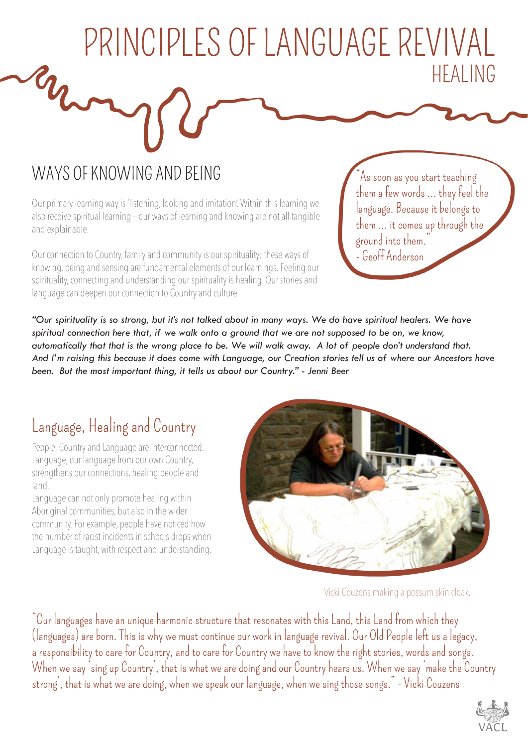# PRINCIPLES OF LANGUAGE REVIVAL

## HEALING

## WAYS OF KNOWING AND BEING

Our primary learning way is 'listening, looking and imitation'. Within this learning we also receive spiritual learning – our ways of learning and knowing are not all tangible and explainable.

Our connection to Country, family and community is our spirituality: these ways of knowing, being and sensing are fundamental elements of our learnings. Feeling our spirituality, connecting and understanding our spirituality is healing. Our stories and language can deepen our connection to Country and culture.

"As soon as you start teaching them a few words ... they feel the language. Because it belongs to them ... it comes up through the ground into them."
- Geoff Anderson

*"Our spirituality is so strong, but it's not talked about in many ways. We do have spiritual healers. We have spiritual connection here that, if we walk onto a ground that we are not supposed to be on, we know, automatically that that is the wrong place to be. We will walk away. A lot of people don't understand that. And I'm raising this because it does come with Language, our Creation stories tell us of where our Ancestors have been. But the most important thing, it tells us about our Country." - Jenni Beer*

## Language, Healing and Country

People, Country and Language are interconnected. Language, our language from our own Country, strengthens our connections, healing people and land.

Language can not only promote healing within Aboriginal communities, but also in the wider community. For example, people have noticed how the number of racist incidents in schools drops when Language is taught, with respect and understanding.

Vicki Couzens making a possum skin cloak.

"Our languages have an unique harmonic structure that resonates with this Land, this Land from which they (languages) are born. This is why we must continue our work in language revival. Our Old People left us a legacy, a responsibility to care for Country, and to care for Country we have to know the right stories, words and songs. When we say 'sing up Country', that is what we are doing and our Country hears us. When we say 'make the Country strong', that is what we are doing, when we speak our language, when we sing those songs." - Vicki Couzens

VACL